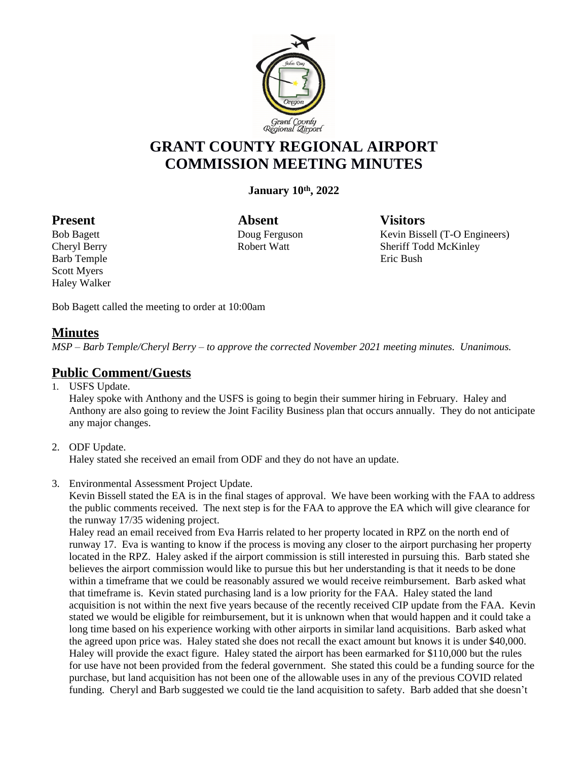# GRANT COUNTY REGIONAL AIRPORT
# COMMISSION MEETING MINUTES

**January 10th, 2022**

| **Present** | **Absent** | **Visitors** |
|---|---|---|
| Bob Bagett | Doug Ferguson | Kevin Bissell (T-O Engineers) |
| Cheryl Berry | Robert Watt | Sheriff Todd McKinley |
| Barb Temple | | Eric Bush |
| Scott Myers | | |
| Haley Walker | | |

Bob Bagett called the meeting to order at 10:00am

## Minutes

*MSP – Barb Temple/Cheryl Berry – to approve the corrected November 2021 meeting minutes. Unanimous.*

## Public Comment/Guests

1. USFS Update.
   Haley spoke with Anthony and the USFS is going to begin their summer hiring in February. Haley and Anthony are also going to review the Joint Facility Business plan that occurs annually. They do not anticipate any major changes.

2. ODF Update.
   Haley stated she received an email from ODF and they do not have an update.

3. Environmental Assessment Project Update.
   Kevin Bissell stated the EA is in the final stages of approval. We have been working with the FAA to address the public comments received. The next step is for the FAA to approve the EA which will give clearance for the runway 17/35 widening project.
   Haley read an email received from Eva Harris related to her property located in RPZ on the north end of runway 17. Eva is wanting to know if the process is moving any closer to the airport purchasing her property located in the RPZ. Haley asked if the airport commission is still interested in pursuing this. Barb stated she believes the airport commission would like to pursue this but her understanding is that it needs to be done within a timeframe that we could be reasonably assured we would receive reimbursement. Barb asked what that timeframe is. Kevin stated purchasing land is a low priority for the FAA. Haley stated the land acquisition is not within the next five years because of the recently received CIP update from the FAA. Kevin stated we would be eligible for reimbursement, but it is unknown when that would happen and it could take a long time based on his experience working with other airports in similar land acquisitions. Barb asked what the agreed upon price was. Haley stated she does not recall the exact amount but knows it is under $40,000. Haley will provide the exact figure. Haley stated the airport has been earmarked for $110,000 but the rules for use have not been provided from the federal government. She stated this could be a funding source for the purchase, but land acquisition has not been one of the allowable uses in any of the previous COVID related funding. Cheryl and Barb suggested we could tie the land acquisition to safety. Barb added that she doesn't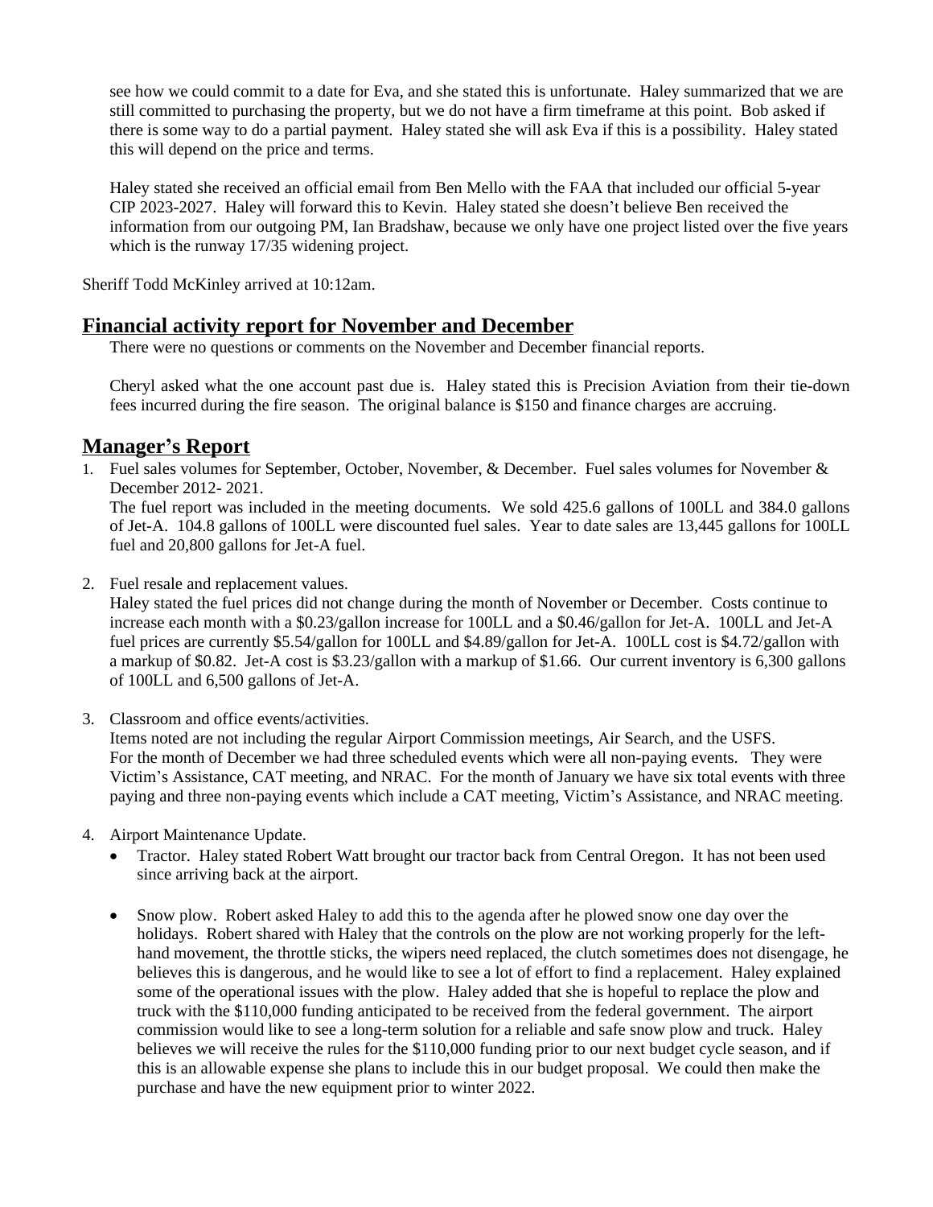see how we could commit to a date for Eva, and she stated this is unfortunate. Haley summarized that we are still committed to purchasing the property, but we do not have a firm timeframe at this point. Bob asked if there is some way to do a partial payment. Haley stated she will ask Eva if this is a possibility. Haley stated this will depend on the price and terms.

Haley stated she received an official email from Ben Mello with the FAA that included our official 5-year CIP 2023-2027. Haley will forward this to Kevin. Haley stated she doesn't believe Ben received the information from our outgoing PM, Ian Bradshaw, because we only have one project listed over the five years which is the runway 17/35 widening project.

Sheriff Todd McKinley arrived at 10:12am.

## Financial activity report for November and December

There were no questions or comments on the November and December financial reports.

Cheryl asked what the one account past due is. Haley stated this is Precision Aviation from their tie-down fees incurred during the fire season. The original balance is $150 and finance charges are accruing.

## Manager's Report

1. Fuel sales volumes for September, October, November, & December. Fuel sales volumes for November & December 2012- 2021.
   The fuel report was included in the meeting documents. We sold 425.6 gallons of 100LL and 384.0 gallons of Jet-A. 104.8 gallons of 100LL were discounted fuel sales. Year to date sales are 13,445 gallons for 100LL fuel and 20,800 gallons for Jet-A fuel.

2. Fuel resale and replacement values.
   Haley stated the fuel prices did not change during the month of November or December. Costs continue to increase each month with a $0.23/gallon increase for 100LL and a $0.46/gallon for Jet-A. 100LL and Jet-A fuel prices are currently $5.54/gallon for 100LL and $4.89/gallon for Jet-A. 100LL cost is $4.72/gallon with a markup of $0.82. Jet-A cost is $3.23/gallon with a markup of $1.66. Our current inventory is 6,300 gallons of 100LL and 6,500 gallons of Jet-A.

3. Classroom and office events/activities.
   Items noted are not including the regular Airport Commission meetings, Air Search, and the USFS.
   For the month of December we had three scheduled events which were all non-paying events. They were Victim's Assistance, CAT meeting, and NRAC. For the month of January we have six total events with three paying and three non-paying events which include a CAT meeting, Victim's Assistance, and NRAC meeting.

4. Airport Maintenance Update.
   - Tractor. Haley stated Robert Watt brought our tractor back from Central Oregon. It has not been used since arriving back at the airport.
   - Snow plow. Robert asked Haley to add this to the agenda after he plowed snow one day over the holidays. Robert shared with Haley that the controls on the plow are not working properly for the left-hand movement, the throttle sticks, the wipers need replaced, the clutch sometimes does not disengage, he believes this is dangerous, and he would like to see a lot of effort to find a replacement. Haley explained some of the operational issues with the plow. Haley added that she is hopeful to replace the plow and truck with the $110,000 funding anticipated to be received from the federal government. The airport commission would like to see a long-term solution for a reliable and safe snow plow and truck. Haley believes we will receive the rules for the $110,000 funding prior to our next budget cycle season, and if this is an allowable expense she plans to include this in our budget proposal. We could then make the purchase and have the new equipment prior to winter 2022.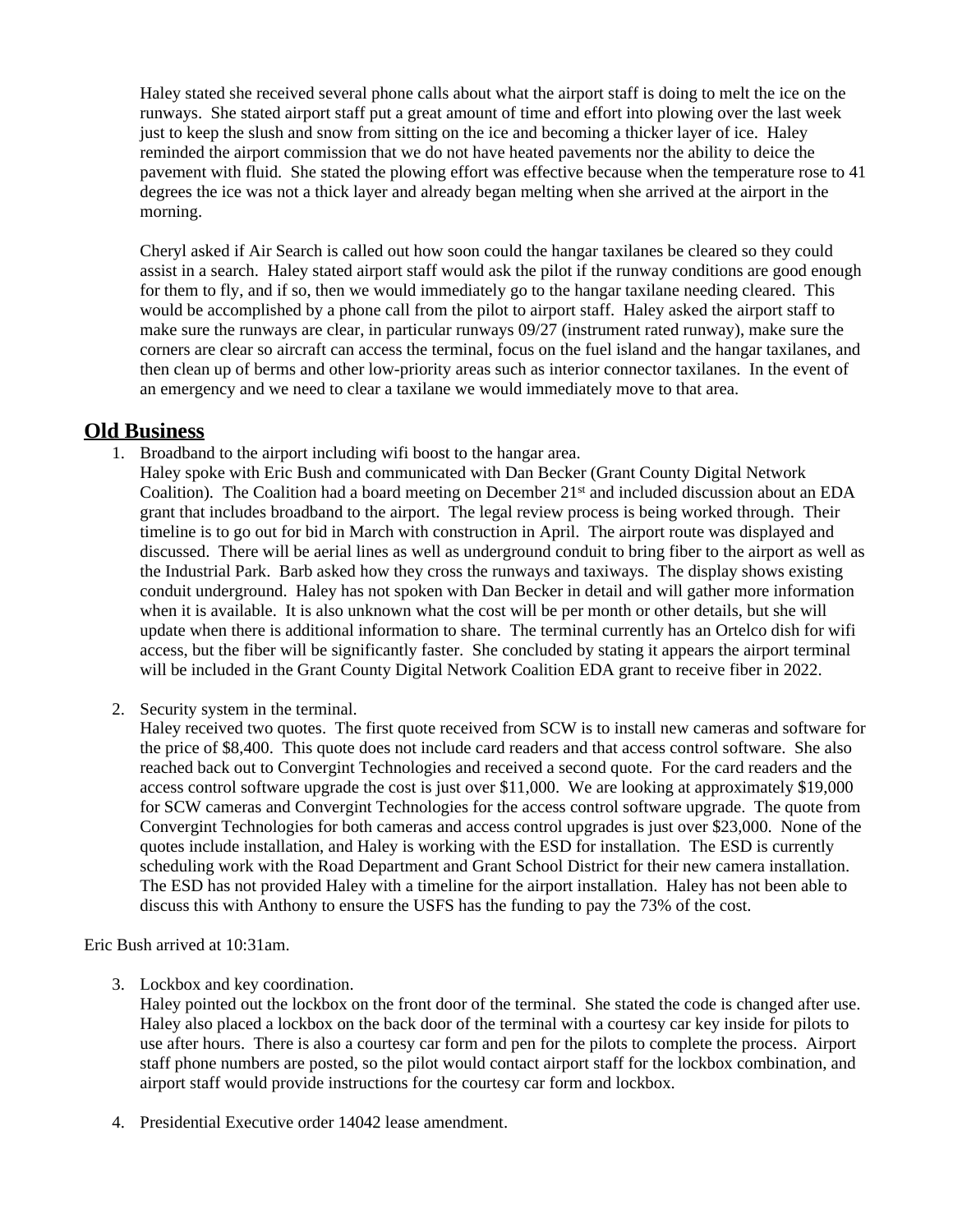Haley stated she received several phone calls about what the airport staff is doing to melt the ice on the runways. She stated airport staff put a great amount of time and effort into plowing over the last week just to keep the slush and snow from sitting on the ice and becoming a thicker layer of ice. Haley reminded the airport commission that we do not have heated pavements nor the ability to deice the pavement with fluid. She stated the plowing effort was effective because when the temperature rose to 41 degrees the ice was not a thick layer and already began melting when she arrived at the airport in the morning.

Cheryl asked if Air Search is called out how soon could the hangar taxilanes be cleared so they could assist in a search. Haley stated airport staff would ask the pilot if the runway conditions are good enough for them to fly, and if so, then we would immediately go to the hangar taxilane needing cleared. This would be accomplished by a phone call from the pilot to airport staff. Haley asked the airport staff to make sure the runways are clear, in particular runways 09/27 (instrument rated runway), make sure the corners are clear so aircraft can access the terminal, focus on the fuel island and the hangar taxilanes, and then clean up of berms and other low-priority areas such as interior connector taxilanes. In the event of an emergency and we need to clear a taxilane we would immediately move to that area.

## Old Business

1. Broadband to the airport including wifi boost to the hangar area.
   Haley spoke with Eric Bush and communicated with Dan Becker (Grant County Digital Network Coalition). The Coalition had a board meeting on December 21st and included discussion about an EDA grant that includes broadband to the airport. The legal review process is being worked through. Their timeline is to go out for bid in March with construction in April. The airport route was displayed and discussed. There will be aerial lines as well as underground conduit to bring fiber to the airport as well as the Industrial Park. Barb asked how they cross the runways and taxiways. The display shows existing conduit underground. Haley has not spoken with Dan Becker in detail and will gather more information when it is available. It is also unknown what the cost will be per month or other details, but she will update when there is additional information to share. The terminal currently has an Ortelco dish for wifi access, but the fiber will be significantly faster. She concluded by stating it appears the airport terminal will be included in the Grant County Digital Network Coalition EDA grant to receive fiber in 2022.

2. Security system in the terminal.
   Haley received two quotes. The first quote received from SCW is to install new cameras and software for the price of $8,400. This quote does not include card readers and that access control software. She also reached back out to Convergint Technologies and received a second quote. For the card readers and the access control software upgrade the cost is just over $11,000. We are looking at approximately $19,000 for SCW cameras and Convergint Technologies for the access control software upgrade. The quote from Convergint Technologies for both cameras and access control upgrades is just over $23,000. None of the quotes include installation, and Haley is working with the ESD for installation. The ESD is currently scheduling work with the Road Department and Grant School District for their new camera installation. The ESD has not provided Haley with a timeline for the airport installation. Haley has not been able to discuss this with Anthony to ensure the USFS has the funding to pay the 73% of the cost.

Eric Bush arrived at 10:31am.

3. Lockbox and key coordination.
   Haley pointed out the lockbox on the front door of the terminal. She stated the code is changed after use. Haley also placed a lockbox on the back door of the terminal with a courtesy car key inside for pilots to use after hours. There is also a courtesy car form and pen for the pilots to complete the process. Airport staff phone numbers are posted, so the pilot would contact airport staff for the lockbox combination, and airport staff would provide instructions for the courtesy car form and lockbox.

4. Presidential Executive order 14042 lease amendment.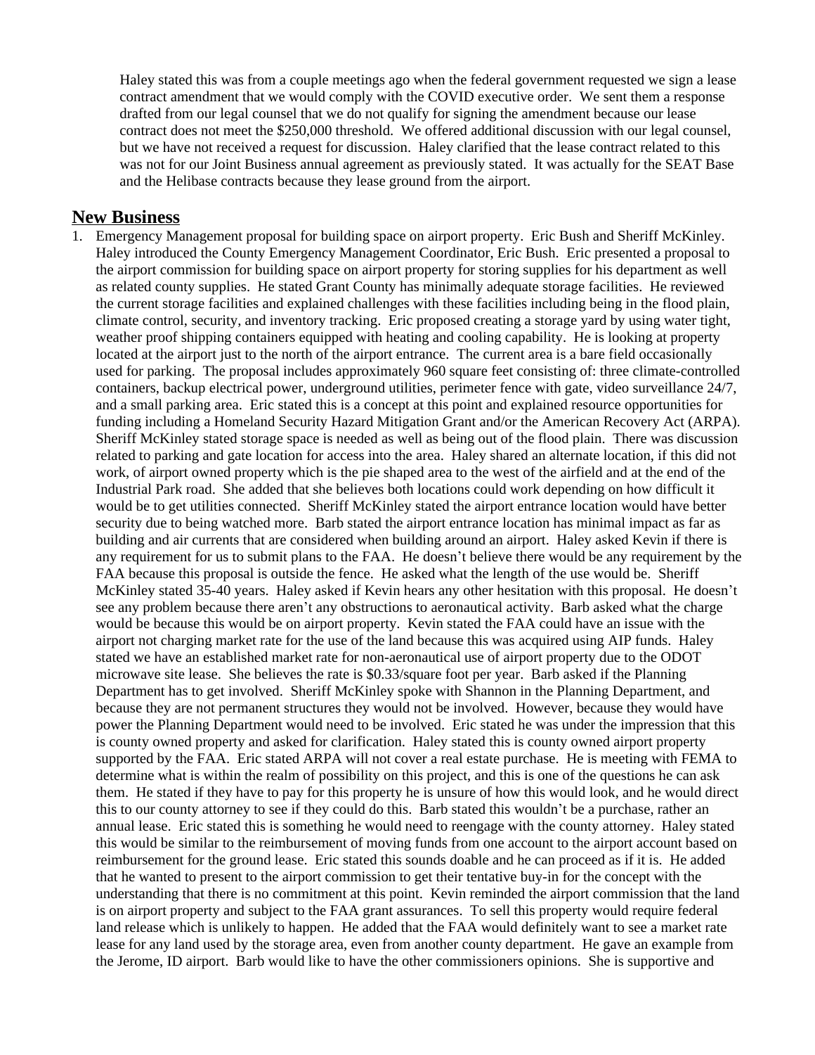Haley stated this was from a couple meetings ago when the federal government requested we sign a lease contract amendment that we would comply with the COVID executive order. We sent them a response drafted from our legal counsel that we do not qualify for signing the amendment because our lease contract does not meet the $250,000 threshold. We offered additional discussion with our legal counsel, but we have not received a request for discussion. Haley clarified that the lease contract related to this was not for our Joint Business annual agreement as previously stated. It was actually for the SEAT Base and the Helibase contracts because they lease ground from the airport.

## New Business

1. Emergency Management proposal for building space on airport property. Eric Bush and Sheriff McKinley. Haley introduced the County Emergency Management Coordinator, Eric Bush. Eric presented a proposal to the airport commission for building space on airport property for storing supplies for his department as well as related county supplies. He stated Grant County has minimally adequate storage facilities. He reviewed the current storage facilities and explained challenges with these facilities including being in the flood plain, climate control, security, and inventory tracking. Eric proposed creating a storage yard by using water tight, weather proof shipping containers equipped with heating and cooling capability. He is looking at property located at the airport just to the north of the airport entrance. The current area is a bare field occasionally used for parking. The proposal includes approximately 960 square feet consisting of: three climate-controlled containers, backup electrical power, underground utilities, perimeter fence with gate, video surveillance 24/7, and a small parking area. Eric stated this is a concept at this point and explained resource opportunities for funding including a Homeland Security Hazard Mitigation Grant and/or the American Recovery Act (ARPA). Sheriff McKinley stated storage space is needed as well as being out of the flood plain. There was discussion related to parking and gate location for access into the area. Haley shared an alternate location, if this did not work, of airport owned property which is the pie shaped area to the west of the airfield and at the end of the Industrial Park road. She added that she believes both locations could work depending on how difficult it would be to get utilities connected. Sheriff McKinley stated the airport entrance location would have better security due to being watched more. Barb stated the airport entrance location has minimal impact as far as building and air currents that are considered when building around an airport. Haley asked Kevin if there is any requirement for us to submit plans to the FAA. He doesn't believe there would be any requirement by the FAA because this proposal is outside the fence. He asked what the length of the use would be. Sheriff McKinley stated 35-40 years. Haley asked if Kevin hears any other hesitation with this proposal. He doesn't see any problem because there aren't any obstructions to aeronautical activity. Barb asked what the charge would be because this would be on airport property. Kevin stated the FAA could have an issue with the airport not charging market rate for the use of the land because this was acquired using AIP funds. Haley stated we have an established market rate for non-aeronautical use of airport property due to the ODOT microwave site lease. She believes the rate is $0.33/square foot per year. Barb asked if the Planning Department has to get involved. Sheriff McKinley spoke with Shannon in the Planning Department, and because they are not permanent structures they would not be involved. However, because they would have power the Planning Department would need to be involved. Eric stated he was under the impression that this is county owned property and asked for clarification. Haley stated this is county owned airport property supported by the FAA. Eric stated ARPA will not cover a real estate purchase. He is meeting with FEMA to determine what is within the realm of possibility on this project, and this is one of the questions he can ask them. He stated if they have to pay for this property he is unsure of how this would look, and he would direct this to our county attorney to see if they could do this. Barb stated this wouldn't be a purchase, rather an annual lease. Eric stated this is something he would need to reengage with the county attorney. Haley stated this would be similar to the reimbursement of moving funds from one account to the airport account based on reimbursement for the ground lease. Eric stated this sounds doable and he can proceed as if it is. He added that he wanted to present to the airport commission to get their tentative buy-in for the concept with the understanding that there is no commitment at this point. Kevin reminded the airport commission that the land is on airport property and subject to the FAA grant assurances. To sell this property would require federal land release which is unlikely to happen. He added that the FAA would definitely want to see a market rate lease for any land used by the storage area, even from another county department. He gave an example from the Jerome, ID airport. Barb would like to have the other commissioners opinions. She is supportive and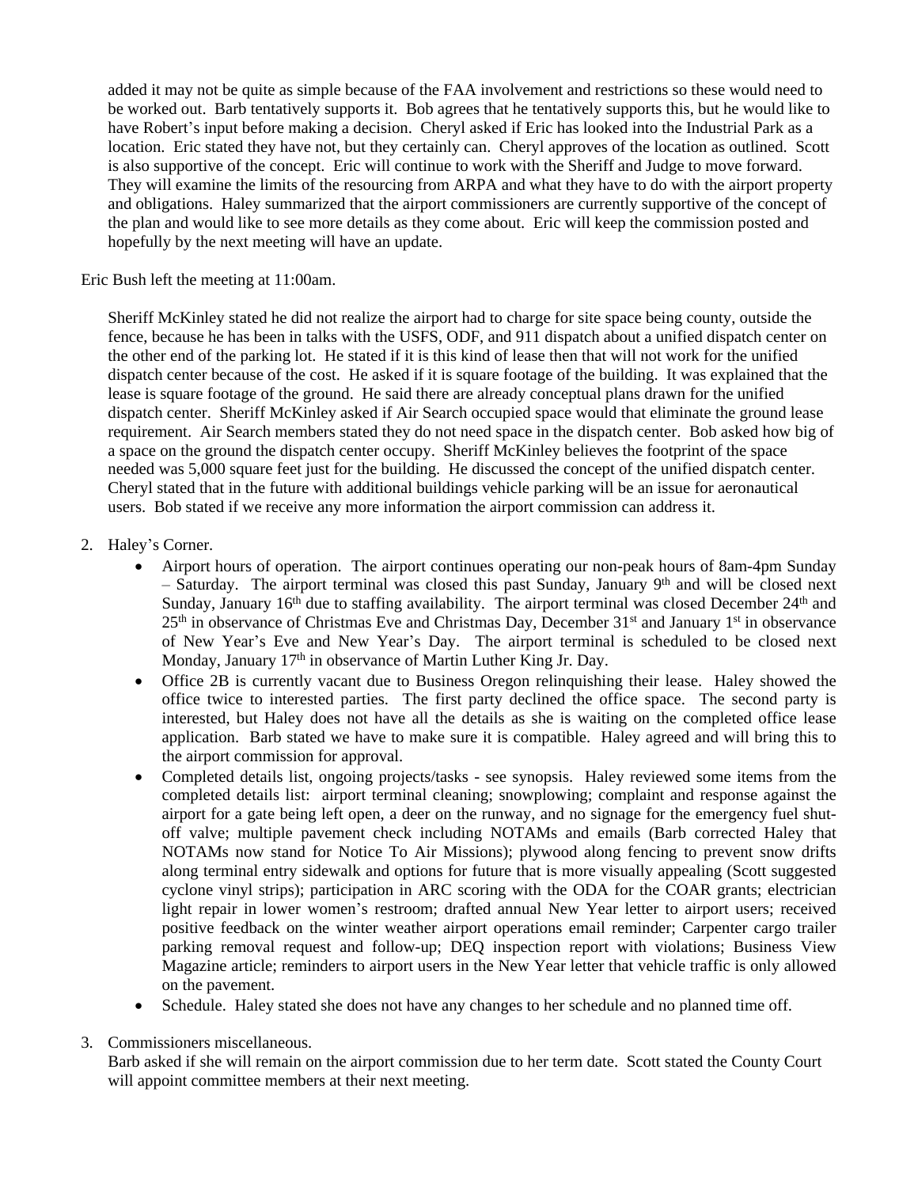added it may not be quite as simple because of the FAA involvement and restrictions so these would need to be worked out. Barb tentatively supports it. Bob agrees that he tentatively supports this, but he would like to have Robert's input before making a decision. Cheryl asked if Eric has looked into the Industrial Park as a location. Eric stated they have not, but they certainly can. Cheryl approves of the location as outlined. Scott is also supportive of the concept. Eric will continue to work with the Sheriff and Judge to move forward. They will examine the limits of the resourcing from ARPA and what they have to do with the airport property and obligations. Haley summarized that the airport commissioners are currently supportive of the concept of the plan and would like to see more details as they come about. Eric will keep the commission posted and hopefully by the next meeting will have an update.

Eric Bush left the meeting at 11:00am.

Sheriff McKinley stated he did not realize the airport had to charge for site space being county, outside the fence, because he has been in talks with the USFS, ODF, and 911 dispatch about a unified dispatch center on the other end of the parking lot. He stated if it is this kind of lease then that will not work for the unified dispatch center because of the cost. He asked if it is square footage of the building. It was explained that the lease is square footage of the ground. He said there are already conceptual plans drawn for the unified dispatch center. Sheriff McKinley asked if Air Search occupied space would that eliminate the ground lease requirement. Air Search members stated they do not need space in the dispatch center. Bob asked how big of a space on the ground the dispatch center occupy. Sheriff McKinley believes the footprint of the space needed was 5,000 square feet just for the building. He discussed the concept of the unified dispatch center. Cheryl stated that in the future with additional buildings vehicle parking will be an issue for aeronautical users. Bob stated if we receive any more information the airport commission can address it.

2. Haley's Corner.
   - Airport hours of operation. The airport continues operating our non-peak hours of 8am-4pm Sunday – Saturday. The airport terminal was closed this past Sunday, January 9th and will be closed next Sunday, January 16th due to staffing availability. The airport terminal was closed December 24th and 25th in observance of Christmas Eve and Christmas Day, December 31st and January 1st in observance of New Year's Eve and New Year's Day. The airport terminal is scheduled to be closed next Monday, January 17th in observance of Martin Luther King Jr. Day.
   - Office 2B is currently vacant due to Business Oregon relinquishing their lease. Haley showed the office twice to interested parties. The first party declined the office space. The second party is interested, but Haley does not have all the details as she is waiting on the completed office lease application. Barb stated we have to make sure it is compatible. Haley agreed and will bring this to the airport commission for approval.
   - Completed details list, ongoing projects/tasks - see synopsis. Haley reviewed some items from the completed details list: airport terminal cleaning; snowplowing; complaint and response against the airport for a gate being left open, a deer on the runway, and no signage for the emergency fuel shut-off valve; multiple pavement check including NOTAMs and emails (Barb corrected Haley that NOTAMs now stand for Notice To Air Missions); plywood along fencing to prevent snow drifts along terminal entry sidewalk and options for future that is more visually appealing (Scott suggested cyclone vinyl strips); participation in ARC scoring with the ODA for the COAR grants; electrician light repair in lower women's restroom; drafted annual New Year letter to airport users; received positive feedback on the winter weather airport operations email reminder; Carpenter cargo trailer parking removal request and follow-up; DEQ inspection report with violations; Business View Magazine article; reminders to airport users in the New Year letter that vehicle traffic is only allowed on the pavement.
   - Schedule. Haley stated she does not have any changes to her schedule and no planned time off.

3. Commissioners miscellaneous.
   Barb asked if she will remain on the airport commission due to her term date. Scott stated the County Court will appoint committee members at their next meeting.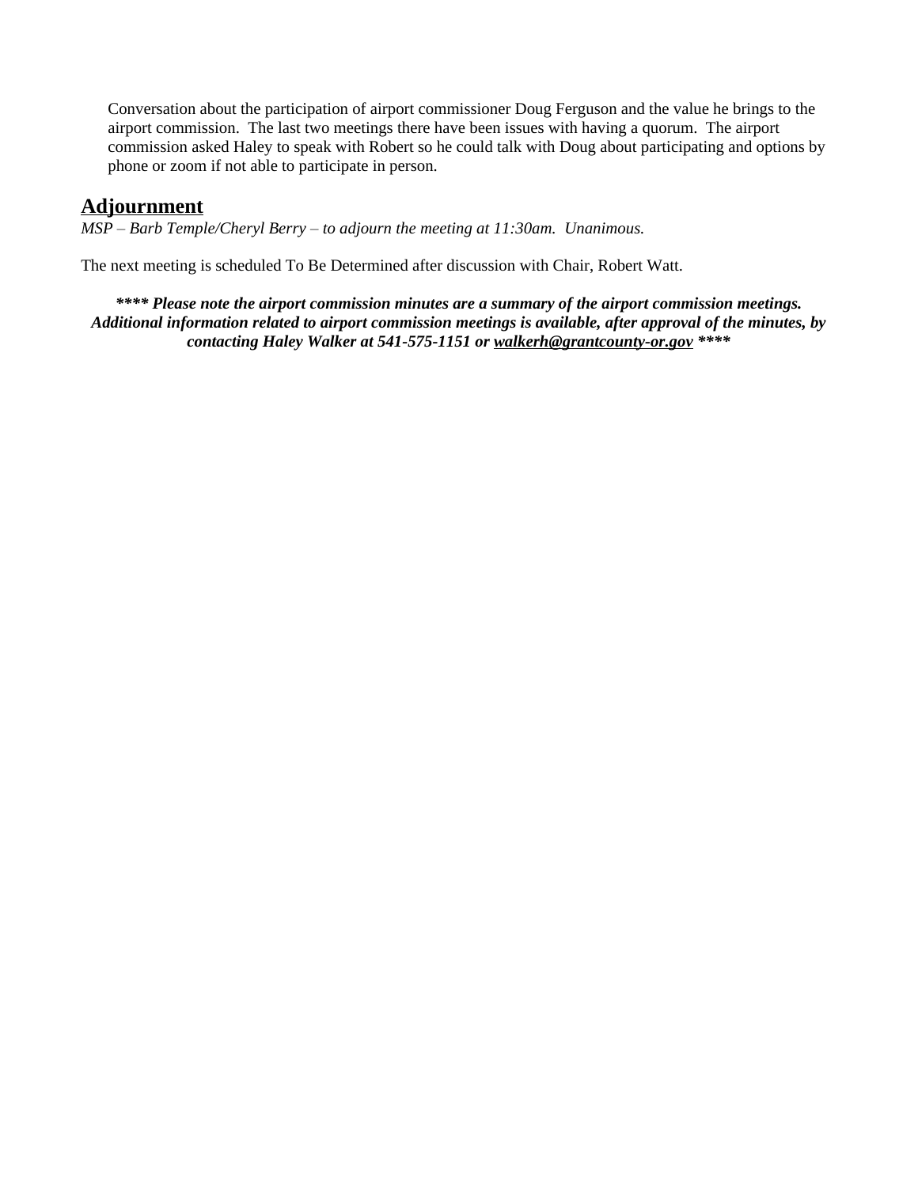Conversation about the participation of airport commissioner Doug Ferguson and the value he brings to the airport commission. The last two meetings there have been issues with having a quorum. The airport commission asked Haley to speak with Robert so he could talk with Doug about participating and options by phone or zoom if not able to participate in person.

## Adjournment

*MSP – Barb Temple/Cheryl Berry – to adjourn the meeting at 11:30am. Unanimous.*

The next meeting is scheduled To Be Determined after discussion with Chair, Robert Watt.

***\*\*\*\* Please note the airport commission minutes are a summary of the airport commission meetings. Additional information related to airport commission meetings is available, after approval of the minutes, by contacting Haley Walker at 541-575-1151 or walkerh@grantcounty-or.gov \*\*\*\****